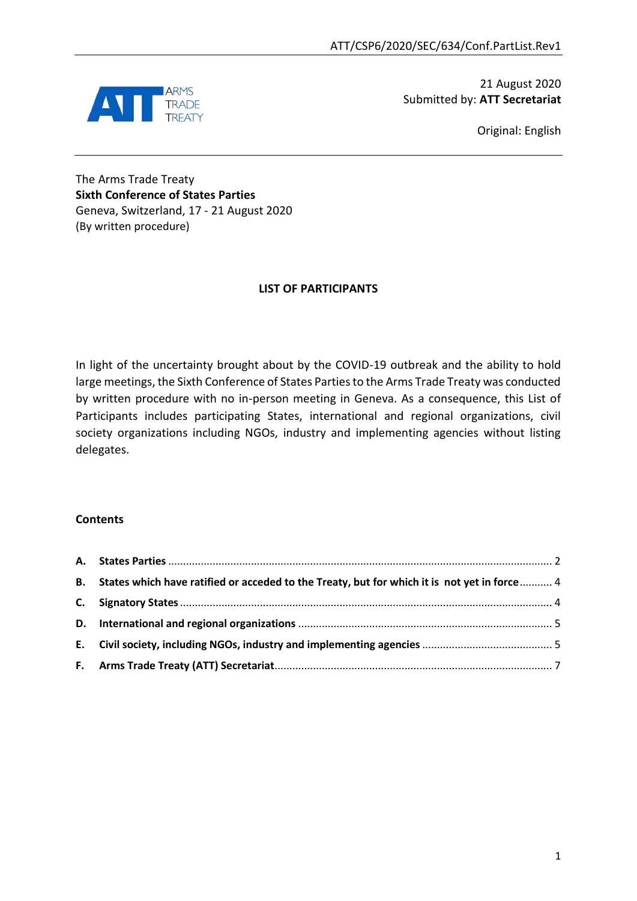ATT/CSP6/2020/SEC/634/Conf.PartList.Rev1

ARMS TRADE TREATY

21 August 2020
Submitted by: **ATT Secretariat**

Original: English

The Arms Trade Treaty
**Sixth Conference of States Parties**
Geneva, Switzerland, 17 - 21 August 2020
(By written procedure)

## LIST OF PARTICIPANTS

In light of the uncertainty brought about by the COVID-19 outbreak and the ability to hold large meetings, the Sixth Conference of States Parties to the Arms Trade Treaty was conducted by written procedure with no in-person meeting in Geneva. As a consequence, this List of Participants includes participating States, international and regional organizations, civil society organizations including NGOs, industry and implementing agencies without listing delegates.

### Contents

**A. States Parties** ........................................ 2

**B. States which have ratified or acceded to the Treaty, but for which it is not yet in force** ........ 4

**C. Signatory States** ........................................ 4

**D. International and regional organizations** ........................................ 5

**E. Civil society, including NGOs, industry and implementing agencies** ........................................ 5

**F. Arms Trade Treaty (ATT) Secretariat** ........................................ 7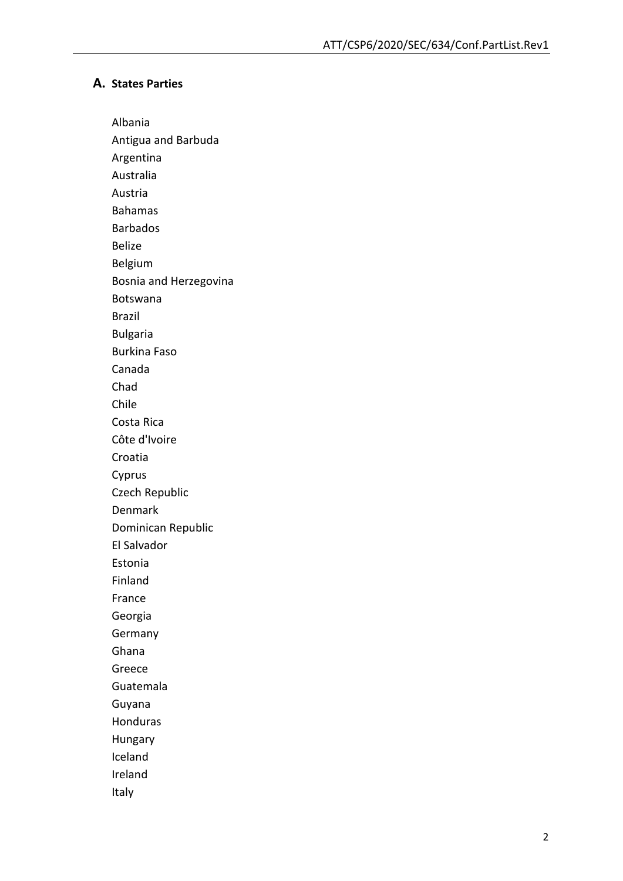## A. States Parties

Albania
Antigua and Barbuda
Argentina
Australia
Austria
Bahamas
Barbados
Belize
Belgium
Bosnia and Herzegovina
Botswana
Brazil
Bulgaria
Burkina Faso
Canada
Chad
Chile
Costa Rica
Côte d'Ivoire
Croatia
Cyprus
Czech Republic
Denmark
Dominican Republic
El Salvador
Estonia
Finland
France
Georgia
Germany
Ghana
Greece
Guatemala
Guyana
Honduras
Hungary
Iceland
Ireland
Italy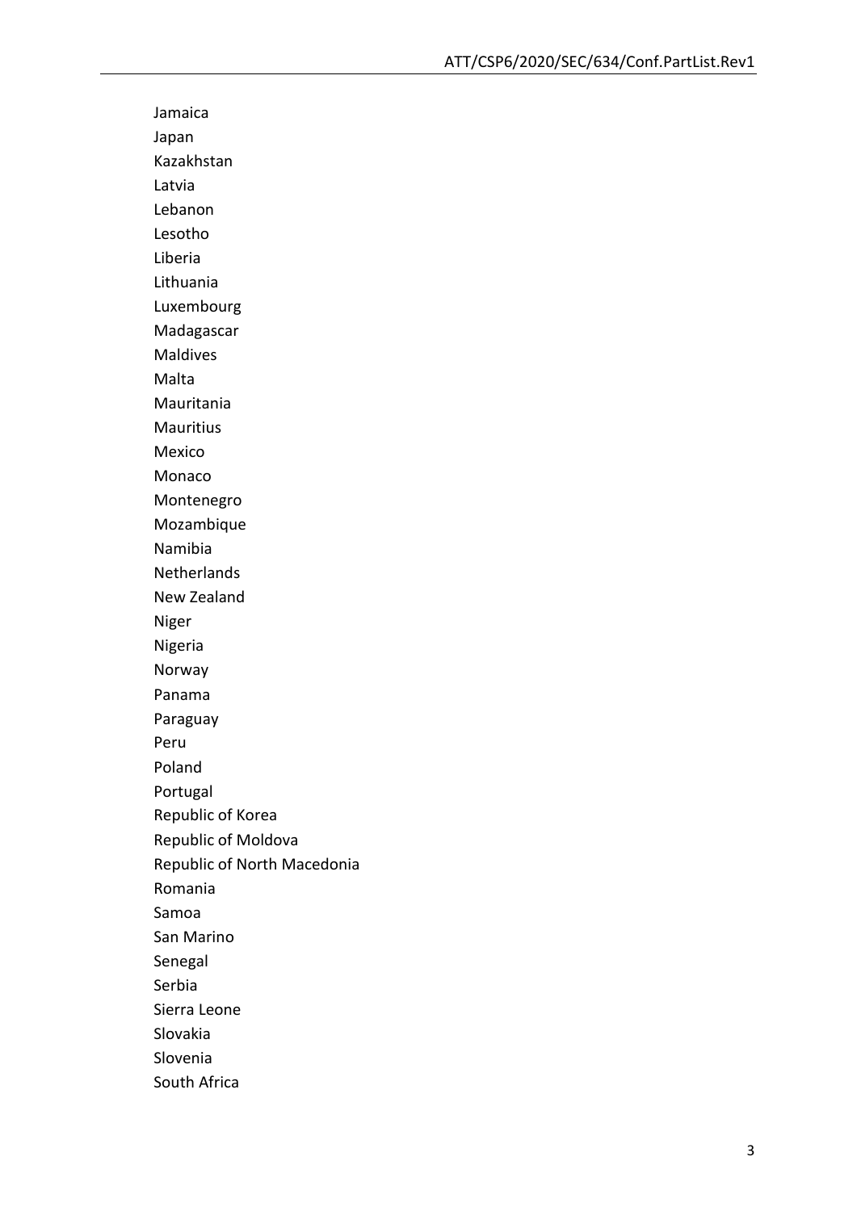Jamaica  
Japan  
Kazakhstan  
Latvia  
Lebanon  
Lesotho  
Liberia  
Lithuania  
Luxembourg  
Madagascar  
Maldives  
Malta  
Mauritania  
Mauritius  
Mexico  
Monaco  
Montenegro  
Mozambique  
Namibia  
Netherlands  
New Zealand  
Niger  
Nigeria  
Norway  
Panama  
Paraguay  
Peru  
Poland  
Portugal  
Republic of Korea  
Republic of Moldova  
Republic of North Macedonia  
Romania  
Samoa  
San Marino  
Senegal  
Serbia  
Sierra Leone  
Slovakia  
Slovenia  
South Africa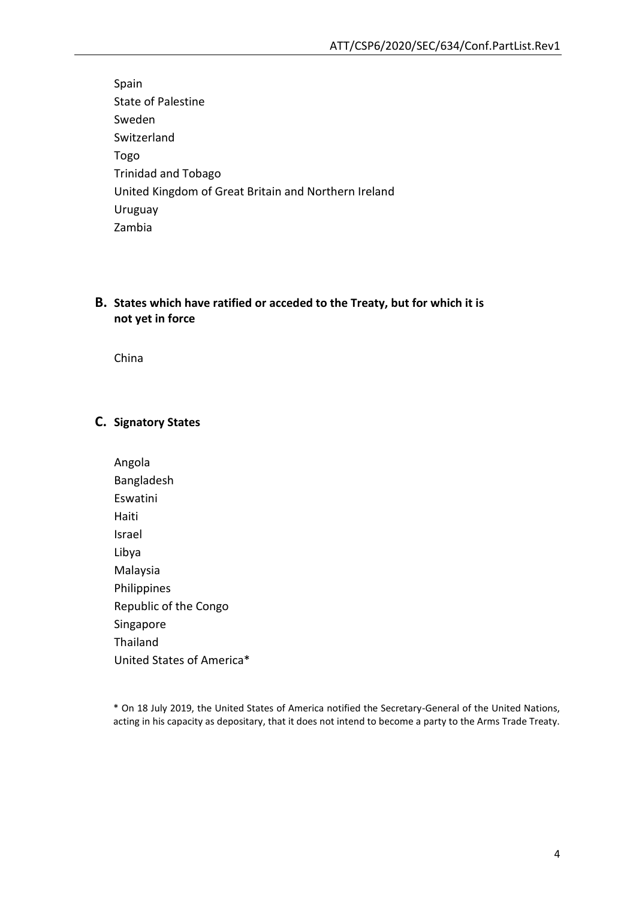Spain
State of Palestine
Sweden
Switzerland
Togo
Trinidad and Tobago
United Kingdom of Great Britain and Northern Ireland
Uruguay
Zambia

## B. States which have ratified or acceded to the Treaty, but for which it is not yet in force

China

## C. Signatory States

Angola
Bangladesh
Eswatini
Haiti
Israel
Libya
Malaysia
Philippines
Republic of the Congo
Singapore
Thailand
United States of America*

* On 18 July 2019, the United States of America notified the Secretary-General of the United Nations, acting in his capacity as depositary, that it does not intend to become a party to the Arms Trade Treaty.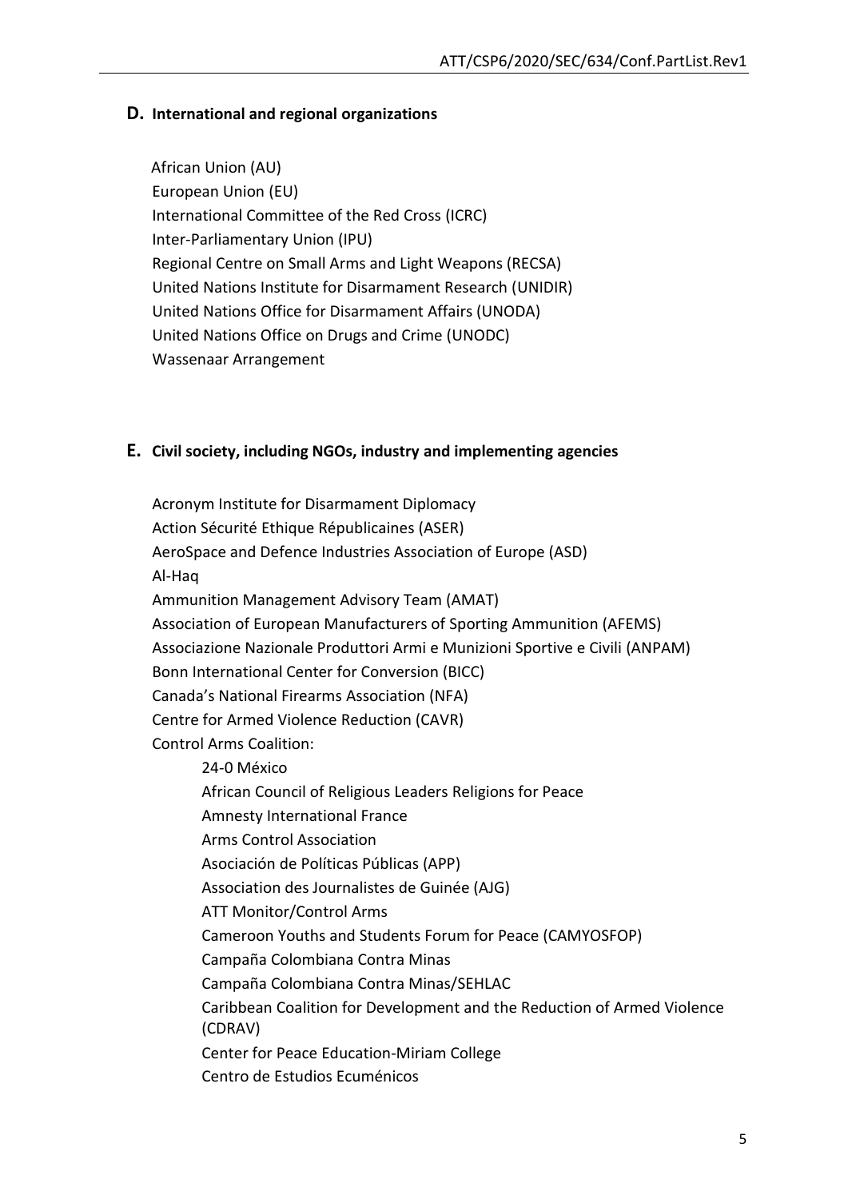## D. International and regional organizations

African Union (AU)
European Union (EU)
International Committee of the Red Cross (ICRC)
Inter-Parliamentary Union (IPU)
Regional Centre on Small Arms and Light Weapons (RECSA)
United Nations Institute for Disarmament Research (UNIDIR)
United Nations Office for Disarmament Affairs (UNODA)
United Nations Office on Drugs and Crime (UNODC)
Wassenaar Arrangement

## E. Civil society, including NGOs, industry and implementing agencies

Acronym Institute for Disarmament Diplomacy
Action Sécurité Ethique Républicaines (ASER)
AeroSpace and Defence Industries Association of Europe (ASD)
Al-Haq
Ammunition Management Advisory Team (AMAT)
Association of European Manufacturers of Sporting Ammunition (AFEMS)
Associazione Nazionale Produttori Armi e Munizioni Sportive e Civili (ANPAM)
Bonn International Center for Conversion (BICC)
Canada's National Firearms Association (NFA)
Centre for Armed Violence Reduction (CAVR)
Control Arms Coalition:

- 24-0 México
- African Council of Religious Leaders Religions for Peace
- Amnesty International France
- Arms Control Association
- Asociación de Políticas Públicas (APP)
- Association des Journalistes de Guinée (AJG)
- ATT Monitor/Control Arms
- Cameroon Youths and Students Forum for Peace (CAMYOSFOP)
- Campaña Colombiana Contra Minas
- Campaña Colombiana Contra Minas/SEHLAC
- Caribbean Coalition for Development and the Reduction of Armed Violence (CDRAV)
- Center for Peace Education-Miriam College
- Centro de Estudios Ecuménicos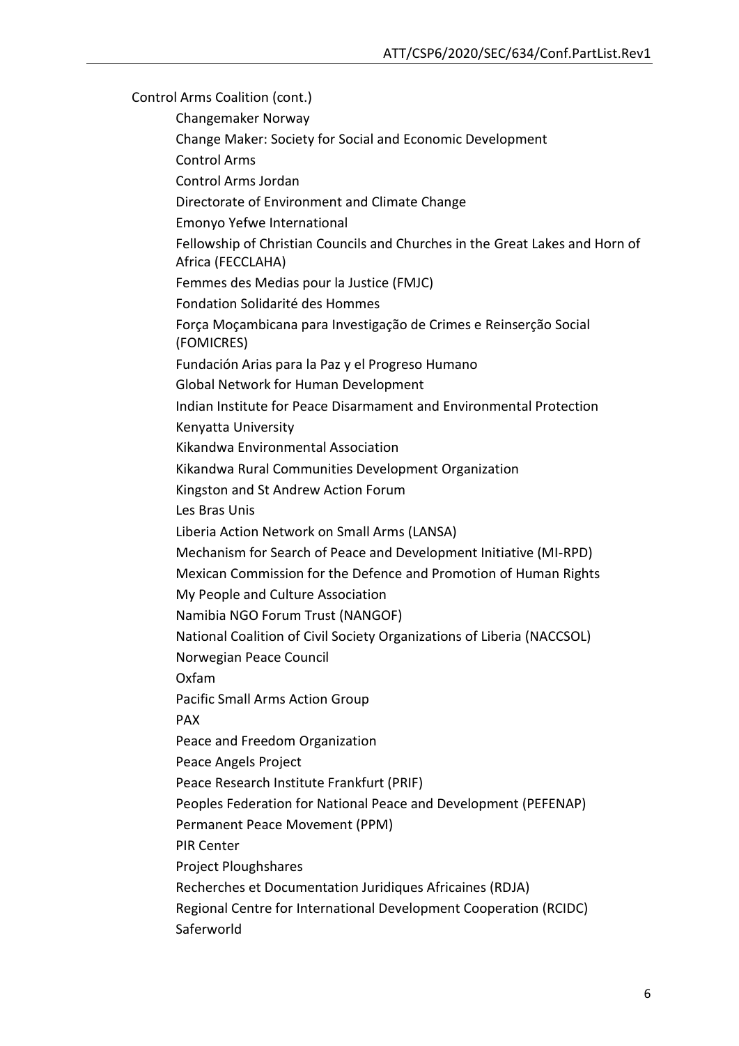Control Arms Coalition (cont.)

- Changemaker Norway
- Change Maker: Society for Social and Economic Development
- Control Arms
- Control Arms Jordan
- Directorate of Environment and Climate Change
- Emonyo Yefwe International
- Fellowship of Christian Councils and Churches in the Great Lakes and Horn of Africa (FECCLAHA)
- Femmes des Medias pour la Justice (FMJC)
- Fondation Solidarité des Hommes
- Força Moçambicana para Investigação de Crimes e Reinserção Social (FOMICRES)
- Fundación Arias para la Paz y el Progreso Humano
- Global Network for Human Development
- Indian Institute for Peace Disarmament and Environmental Protection
- Kenyatta University
- Kikandwa Environmental Association
- Kikandwa Rural Communities Development Organization
- Kingston and St Andrew Action Forum
- Les Bras Unis
- Liberia Action Network on Small Arms (LANSA)
- Mechanism for Search of Peace and Development Initiative (MI-RPD)
- Mexican Commission for the Defence and Promotion of Human Rights
- My People and Culture Association
- Namibia NGO Forum Trust (NANGOF)
- National Coalition of Civil Society Organizations of Liberia (NACCSOL)
- Norwegian Peace Council
- Oxfam
- Pacific Small Arms Action Group
- PAX
- Peace and Freedom Organization
- Peace Angels Project
- Peace Research Institute Frankfurt (PRIF)
- Peoples Federation for National Peace and Development (PEFENAP)
- Permanent Peace Movement (PPM)
- PIR Center
- Project Ploughshares
- Recherches et Documentation Juridiques Africaines (RDJA)
- Regional Centre for International Development Cooperation (RCIDC)
- Saferworld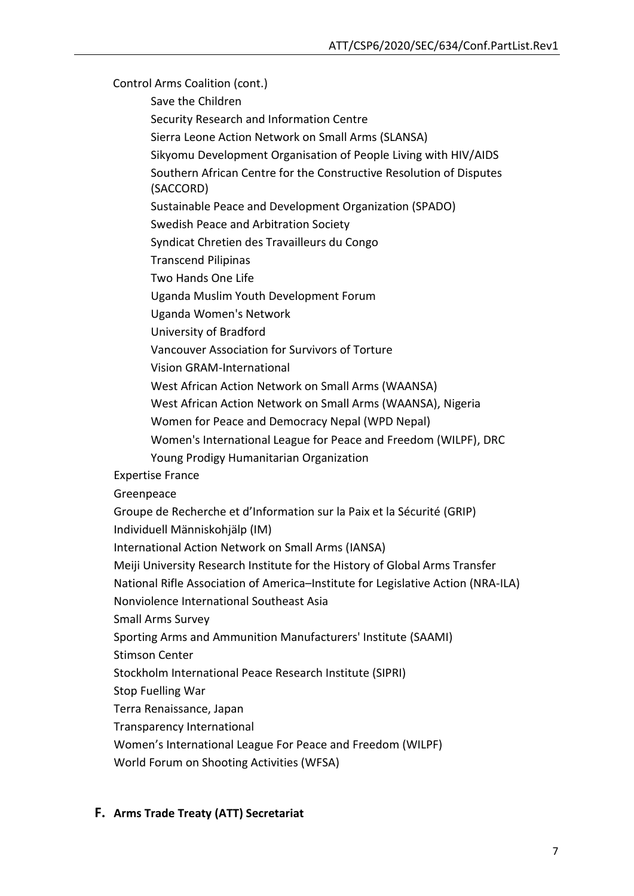Control Arms Coalition (cont.)

- Save the Children
- Security Research and Information Centre
- Sierra Leone Action Network on Small Arms (SLANSA)
- Sikyomu Development Organisation of People Living with HIV/AIDS
- Southern African Centre for the Constructive Resolution of Disputes (SACCORD)
- Sustainable Peace and Development Organization (SPADO)
- Swedish Peace and Arbitration Society
- Syndicat Chretien des Travailleurs du Congo
- Transcend Pilipinas
- Two Hands One Life
- Uganda Muslim Youth Development Forum
- Uganda Women's Network
- University of Bradford
- Vancouver Association for Survivors of Torture
- Vision GRAM-International
- West African Action Network on Small Arms (WAANSA)
- West African Action Network on Small Arms (WAANSA), Nigeria
- Women for Peace and Democracy Nepal (WPD Nepal)
- Women's International League for Peace and Freedom (WILPF), DRC
- Young Prodigy Humanitarian Organization

Expertise France

Greenpeace

Groupe de Recherche et d'Information sur la Paix et la Sécurité (GRIP)

Individuell Människohjälp (IM)

International Action Network on Small Arms (IANSA)

Meiji University Research Institute for the History of Global Arms Transfer

National Rifle Association of America–Institute for Legislative Action (NRA-ILA)

Nonviolence International Southeast Asia

Small Arms Survey

Sporting Arms and Ammunition Manufacturers' Institute (SAAMI)

Stimson Center

Stockholm International Peace Research Institute (SIPRI)

Stop Fuelling War

Terra Renaissance, Japan

Transparency International

Women's International League For Peace and Freedom (WILPF)

World Forum on Shooting Activities (WFSA)

## F. Arms Trade Treaty (ATT) Secretariat